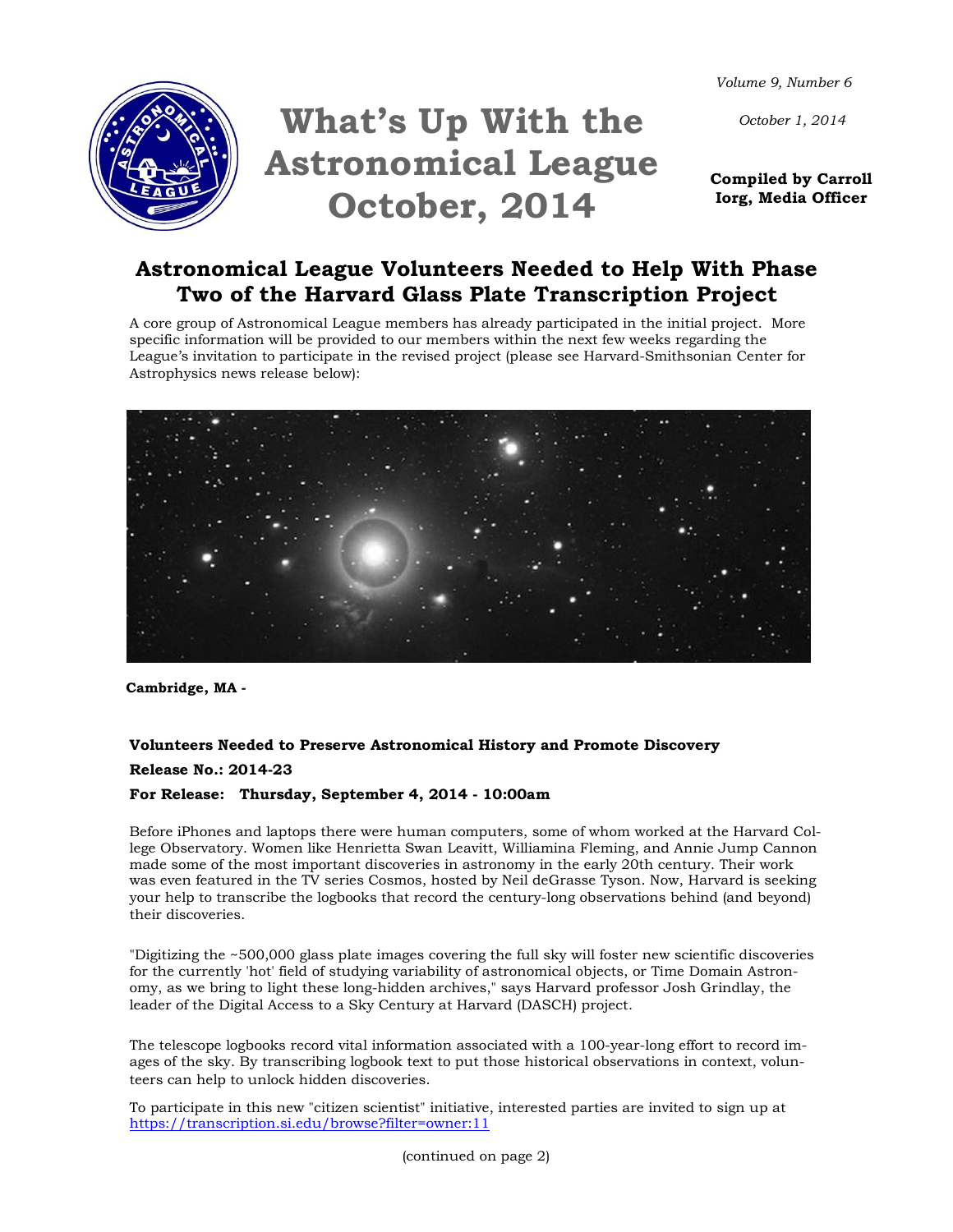# What's Up With the Astronomical League October, 2014

*Volume 9, Number 6*

*October 1, 2014*

**Compiled by Carroll Iorg, Media Officer**

## Astronomical League Volunteers Needed to Help With Phase Two of the Harvard Glass Plate Transcription Project

A core group of Astronomical League members has already participated in the initial project. More specific information will be provided to our members within the next few weeks regarding the League's invitation to participate in the revised project (please see Harvard-Smithsonian Center for Astrophysics news release below):

**Cambridge, MA -**

**Volunteers Needed to Preserve Astronomical History and Promote Discovery**

**Release No.: 2014-23**

**For Release: Thursday, September 4, 2014 - 10:00am**

Before iPhones and laptops there were human computers, some of whom worked at the Harvard College Observatory. Women like Henrietta Swan Leavitt, Williamina Fleming, and Annie Jump Cannon made some of the most important discoveries in astronomy in the early 20th century. Their work was even featured in the TV series Cosmos, hosted by Neil deGrasse Tyson. Now, Harvard is seeking your help to transcribe the logbooks that record the century-long observations behind (and beyond) their discoveries.

"Digitizing the ~500,000 glass plate images covering the full sky will foster new scientific discoveries for the currently 'hot' field of studying variability of astronomical objects, or Time Domain Astronomy, as we bring to light these long-hidden archives," says Harvard professor Josh Grindlay, the leader of the Digital Access to a Sky Century at Harvard (DASCH) project.

The telescope logbooks record vital information associated with a 100-year-long effort to record images of the sky. By transcribing logbook text to put those historical observations in context, volunteers can help to unlock hidden discoveries.

To participate in this new "citizen scientist" initiative, interested parties are invited to sign up at https://transcription.si.edu/browse?filter=owner:11

(continued on page 2)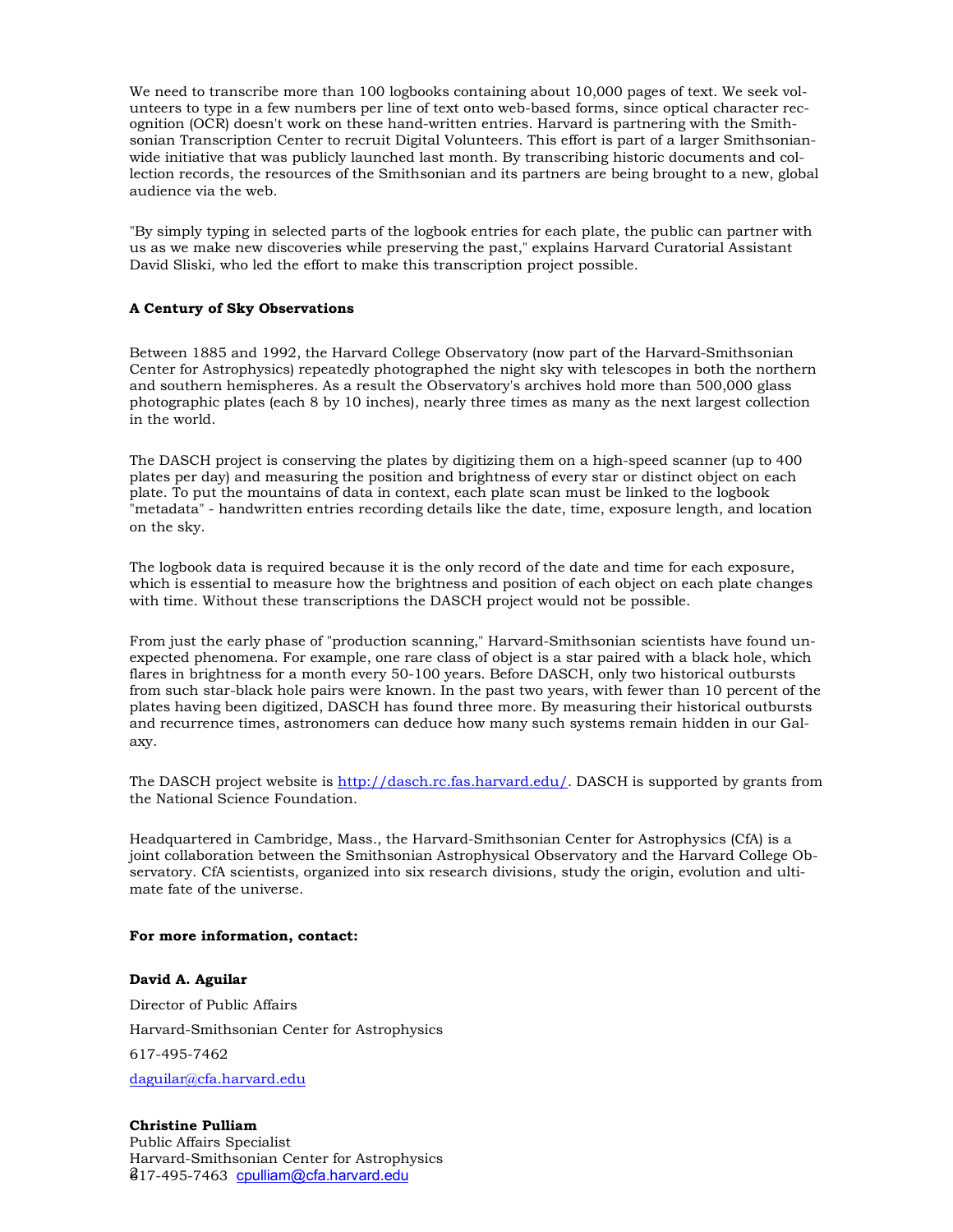We need to transcribe more than 100 logbooks containing about 10,000 pages of text. We seek volunteers to type in a few numbers per line of text onto web-based forms, since optical character recognition (OCR) doesn't work on these hand-written entries. Harvard is partnering with the Smithsonian Transcription Center to recruit Digital Volunteers. This effort is part of a larger Smithsonian-wide initiative that was publicly launched last month. By transcribing historic documents and collection records, the resources of the Smithsonian and its partners are being brought to a new, global audience via the web.

"By simply typing in selected parts of the logbook entries for each plate, the public can partner with us as we make new discoveries while preserving the past," explains Harvard Curatorial Assistant David Sliski, who led the effort to make this transcription project possible.

**A Century of Sky Observations**

Between 1885 and 1992, the Harvard College Observatory (now part of the Harvard-Smithsonian Center for Astrophysics) repeatedly photographed the night sky with telescopes in both the northern and southern hemispheres. As a result the Observatory's archives hold more than 500,000 glass photographic plates (each 8 by 10 inches), nearly three times as many as the next largest collection in the world.

The DASCH project is conserving the plates by digitizing them on a high-speed scanner (up to 400 plates per day) and measuring the position and brightness of every star or distinct object on each plate. To put the mountains of data in context, each plate scan must be linked to the logbook "metadata" - handwritten entries recording details like the date, time, exposure length, and location on the sky.

The logbook data is required because it is the only record of the date and time for each exposure, which is essential to measure how the brightness and position of each object on each plate changes with time. Without these transcriptions the DASCH project would not be possible.

From just the early phase of "production scanning," Harvard-Smithsonian scientists have found unexpected phenomena. For example, one rare class of object is a star paired with a black hole, which flares in brightness for a month every 50-100 years. Before DASCH, only two historical outbursts from such star-black hole pairs were known. In the past two years, with fewer than 10 percent of the plates having been digitized, DASCH has found three more. By measuring their historical outbursts and recurrence times, astronomers can deduce how many such systems remain hidden in our Galaxy.

The DASCH project website is http://dasch.rc.fas.harvard.edu/. DASCH is supported by grants from the National Science Foundation.

Headquartered in Cambridge, Mass., the Harvard-Smithsonian Center for Astrophysics (CfA) is a joint collaboration between the Smithsonian Astrophysical Observatory and the Harvard College Observatory. CfA scientists, organized into six research divisions, study the origin, evolution and ultimate fate of the universe.

**For more information, contact:**

**David A. Aguilar**

Director of Public Affairs

Harvard-Smithsonian Center for Astrophysics

617-495-7462

daguilar@cfa.harvard.edu

**Christine Pulliam**
Public Affairs Specialist
Harvard-Smithsonian Center for Astrophysics
617-495-7463 cpulliam@cfa.harvard.edu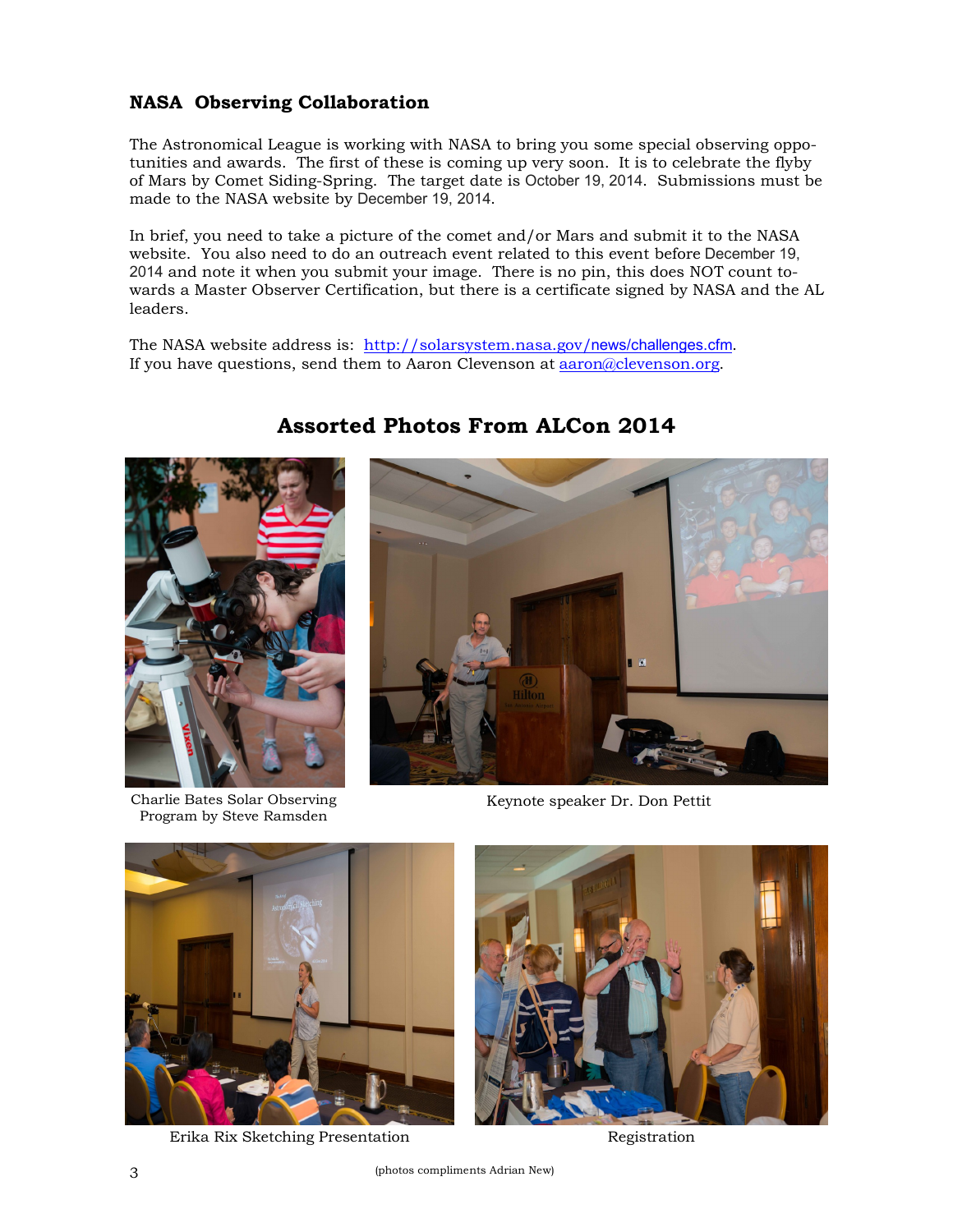## NASA Observing Collaboration

The Astronomical League is working with NASA to bring you some special observing opportunities and awards. The first of these is coming up very soon. It is to celebrate the flyby of Mars by Comet Siding-Spring. The target date is October 19, 2014. Submissions must be made to the NASA website by December 19, 2014.

In brief, you need to take a picture of the comet and/or Mars and submit it to the NASA website. You also need to do an outreach event related to this event before December 19, 2014 and note it when you submit your image. There is no pin, this does NOT count towards a Master Observer Certification, but there is a certificate signed by NASA and the AL leaders.

The NASA website address is: http://solarsystem.nasa.gov/news/challenges.cfm.
If you have questions, send them to Aaron Clevenson at aaron@clevenson.org.

## Assorted Photos From ALCon 2014

Charlie Bates Solar Observing Program by Steve Ramsden

Keynote speaker Dr. Don Pettit

Erika Rix Sketching Presentation

Registration

(photos compliments Adrian New)